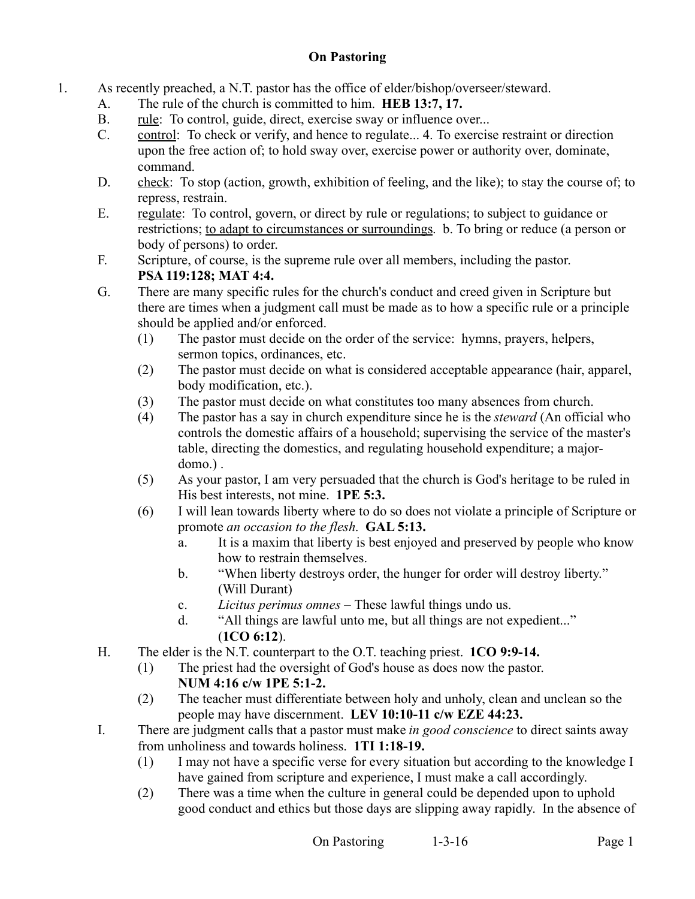# On Pastoring

1. As recently preached, a N.T. pastor has the office of elder/bishop/overseer/steward.
   - A. The rule of the church is committed to him. **HEB 13:7, 17.**
   - B. <u>rule</u>: To control, guide, direct, exercise sway or influence over...
   - C. <u>control</u>: To check or verify, and hence to regulate... 4. To exercise restraint or direction upon the free action of; to hold sway over, exercise power or authority over, dominate, command.
   - D. <u>check</u>: To stop (action, growth, exhibition of feeling, and the like); to stay the course of; to repress, restrain.
   - E. <u>regulate</u>: To control, govern, or direct by rule or regulations; to subject to guidance or restrictions; <u>to adapt to circumstances or surroundings</u>. b. To bring or reduce (a person or body of persons) to order.
   - F. Scripture, of course, is the supreme rule over all members, including the pastor. **PSA 119:128; MAT 4:4.**
   - G. There are many specific rules for the church's conduct and creed given in Scripture but there are times when a judgment call must be made as to how a specific rule or a principle should be applied and/or enforced.
     - (1) The pastor must decide on the order of the service: hymns, prayers, helpers, sermon topics, ordinances, etc.
     - (2) The pastor must decide on what is considered acceptable appearance (hair, apparel, body modification, etc.).
     - (3) The pastor must decide on what constitutes too many absences from church.
     - (4) The pastor has a say in church expenditure since he is the *steward* (An official who controls the domestic affairs of a household; supervising the service of the master's table, directing the domestics, and regulating household expenditure; a major-domo.) .
     - (5) As your pastor, I am very persuaded that the church is God's heritage to be ruled in His best interests, not mine. **1PE 5:3.**
     - (6) I will lean towards liberty where to do so does not violate a principle of Scripture or promote *an occasion to the flesh*. **GAL 5:13.**
       - a. It is a maxim that liberty is best enjoyed and preserved by people who know how to restrain themselves.
       - b. "When liberty destroys order, the hunger for order will destroy liberty." (Will Durant)
       - c. *Licitus perimus omnes* – These lawful things undo us.
       - d. "All things are lawful unto me, but all things are not expedient..." (**1CO 6:12**).
   - H. The elder is the N.T. counterpart to the O.T. teaching priest. **1CO 9:9-14.**
     - (1) The priest had the oversight of God's house as does now the pastor. **NUM 4:16 c/w 1PE 5:1-2.**
     - (2) The teacher must differentiate between holy and unholy, clean and unclean so the people may have discernment. **LEV 10:10-11 c/w EZE 44:23.**
   - I. There are judgment calls that a pastor must make *in good conscience* to direct saints away from unholiness and towards holiness. **1TI 1:18-19.**
     - (1) I may not have a specific verse for every situation but according to the knowledge I have gained from scripture and experience, I must make a call accordingly.
     - (2) There was a time when the culture in general could be depended upon to uphold good conduct and ethics but those days are slipping away rapidly. In the absence of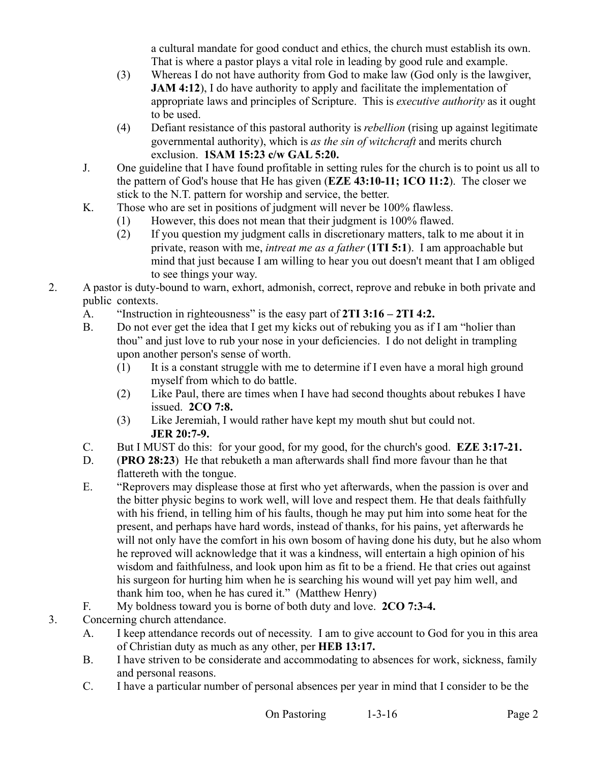a cultural mandate for good conduct and ethics, the church must establish its own. That is where a pastor plays a vital role in leading by good rule and example.

   (3) Whereas I do not have authority from God to make law (God only is the lawgiver, **JAM 4:12**), I do have authority to apply and facilitate the implementation of appropriate laws and principles of Scripture. This is *executive authority* as it ought to be used.

   (4) Defiant resistance of this pastoral authority is *rebellion* (rising up against legitimate governmental authority), which is *as the sin of witchcraft* and merits church exclusion. **1SAM 15:23 c/w GAL 5:20.**

J. One guideline that I have found profitable in setting rules for the church is to point us all to the pattern of God's house that He has given (**EZE 43:10-11; 1CO 11:2**). The closer we stick to the N.T. pattern for worship and service, the better.

K. Those who are set in positions of judgment will never be 100% flawless.

   (1) However, this does not mean that their judgment is 100% flawed.

   (2) If you question my judgment calls in discretionary matters, talk to me about it in private, reason with me, *intreat me as a father* (**1TI 5:1**). I am approachable but mind that just because I am willing to hear you out doesn't meant that I am obliged to see things your way.

2. A pastor is duty-bound to warn, exhort, admonish, correct, reprove and rebuke in both private and public contexts.

   A. "Instruction in righteousness" is the easy part of **2TI 3:16 – 2TI 4:2.**

   B. Do not ever get the idea that I get my kicks out of rebuking you as if I am "holier than thou" and just love to rub your nose in your deficiencies. I do not delight in trampling upon another person's sense of worth.

      (1) It is a constant struggle with me to determine if I even have a moral high ground myself from which to do battle.

      (2) Like Paul, there are times when I have had second thoughts about rebukes I have issued. **2CO 7:8.**

      (3) Like Jeremiah, I would rather have kept my mouth shut but could not. **JER 20:7-9.**

   C. But I MUST do this: for your good, for my good, for the church's good. **EZE 3:17-21.**

   D. (**PRO 28:23**) He that rebuketh a man afterwards shall find more favour than he that flattereth with the tongue.

   E. "Reprovers may displease those at first who yet afterwards, when the passion is over and the bitter physic begins to work well, will love and respect them. He that deals faithfully with his friend, in telling him of his faults, though he may put him into some heat for the present, and perhaps have hard words, instead of thanks, for his pains, yet afterwards he will not only have the comfort in his own bosom of having done his duty, but he also whom he reproved will acknowledge that it was a kindness, will entertain a high opinion of his wisdom and faithfulness, and look upon him as fit to be a friend. He that cries out against his surgeon for hurting him when he is searching his wound will yet pay him well, and thank him too, when he has cured it." (Matthew Henry)

   F. My boldness toward you is borne of both duty and love. **2CO 7:3-4.**

3. Concerning church attendance.

   A. I keep attendance records out of necessity. I am to give account to God for you in this area of Christian duty as much as any other, per **HEB 13:17.**

   B. I have striven to be considerate and accommodating to absences for work, sickness, family and personal reasons.

   C. I have a particular number of personal absences per year in mind that I consider to be the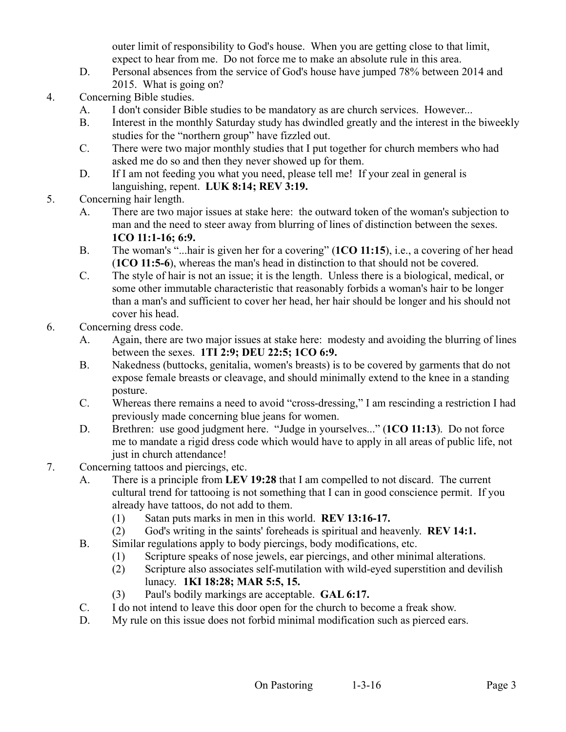outer limit of responsibility to God's house. When you are getting close to that limit, expect to hear from me. Do not force me to make an absolute rule in this area.

D. Personal absences from the service of God's house have jumped 78% between 2014 and 2015. What is going on?

4. Concerning Bible studies.
   A. I don't consider Bible studies to be mandatory as are church services. However...
   B. Interest in the monthly Saturday study has dwindled greatly and the interest in the biweekly studies for the "northern group" have fizzled out.
   C. There were two major monthly studies that I put together for church members who had asked me do so and then they never showed up for them.
   D. If I am not feeding you what you need, please tell me! If your zeal in general is languishing, repent. **LUK 8:14; REV 3:19.**

5. Concerning hair length.
   A. There are two major issues at stake here: the outward token of the woman's subjection to man and the need to steer away from blurring of lines of distinction between the sexes. **1CO 11:1-16; 6:9.**
   B. The woman's "...hair is given her for a covering" (**1CO 11:15**), i.e., a covering of her head (**1CO 11:5-6**), whereas the man's head in distinction to that should not be covered.
   C. The style of hair is not an issue; it is the length. Unless there is a biological, medical, or some other immutable characteristic that reasonably forbids a woman's hair to be longer than a man's and sufficient to cover her head, her hair should be longer and his should not cover his head.

6. Concerning dress code.
   A. Again, there are two major issues at stake here: modesty and avoiding the blurring of lines between the sexes. **1TI 2:9; DEU 22:5; 1CO 6:9.**
   B. Nakedness (buttocks, genitalia, women's breasts) is to be covered by garments that do not expose female breasts or cleavage, and should minimally extend to the knee in a standing posture.
   C. Whereas there remains a need to avoid "cross-dressing," I am rescinding a restriction I had previously made concerning blue jeans for women.
   D. Brethren: use good judgment here. "Judge in yourselves..." (**1CO 11:13**). Do not force me to mandate a rigid dress code which would have to apply in all areas of public life, not just in church attendance!

7. Concerning tattoos and piercings, etc.
   A. There is a principle from **LEV 19:28** that I am compelled to not discard. The current cultural trend for tattooing is not something that I can in good conscience permit. If you already have tattoos, do not add to them.
      (1) Satan puts marks in men in this world. **REV 13:16-17.**
      (2) God's writing in the saints' foreheads is spiritual and heavenly. **REV 14:1.**
   B. Similar regulations apply to body piercings, body modifications, etc.
      (1) Scripture speaks of nose jewels, ear piercings, and other minimal alterations.
      (2) Scripture also associates self-mutilation with wild-eyed superstition and devilish lunacy. **1KI 18:28; MAR 5:5, 15.**
      (3) Paul's bodily markings are acceptable. **GAL 6:17.**
   C. I do not intend to leave this door open for the church to become a freak show.
   D. My rule on this issue does not forbid minimal modification such as pierced ears.